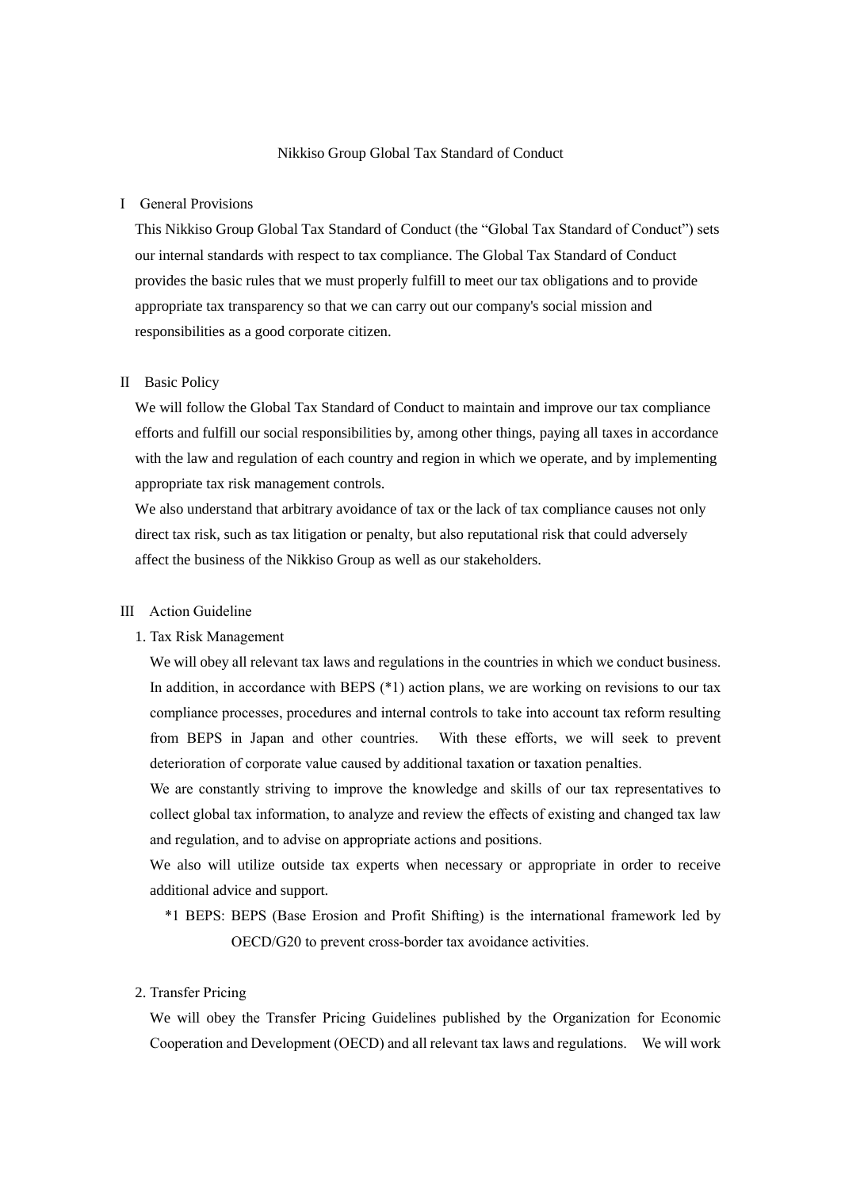# Nikkiso Group Global Tax Standard of Conduct

## I General Provisions

This Nikkiso Group Global Tax Standard of Conduct (the "Global Tax Standard of Conduct") sets our internal standards with respect to tax compliance. The Global Tax Standard of Conduct provides the basic rules that we must properly fulfill to meet our tax obligations and to provide appropriate tax transparency so that we can carry out our company's social mission and responsibilities as a good corporate citizen.

## II Basic Policy

We will follow the Global Tax Standard of Conduct to maintain and improve our tax compliance efforts and fulfill our social responsibilities by, among other things, paying all taxes in accordance with the law and regulation of each country and region in which we operate, and by implementing appropriate tax risk management controls.

We also understand that arbitrary avoidance of tax or the lack of tax compliance causes not only direct tax risk, such as tax litigation or penalty, but also reputational risk that could adversely affect the business of the Nikkiso Group as well as our stakeholders.

## III Action Guideline

### 1. Tax Risk Management

We will obey all relevant tax laws and regulations in the countries in which we conduct business. In addition, in accordance with BEPS (*1) action plans, we are working on revisions to our tax compliance processes, procedures and internal controls to take into account tax reform resulting from BEPS in Japan and other countries. With these efforts, we will seek to prevent deterioration of corporate value caused by additional taxation or taxation penalties.

We are constantly striving to improve the knowledge and skills of our tax representatives to collect global tax information, to analyze and review the effects of existing and changed tax law and regulation, and to advise on appropriate actions and positions.

We also will utilize outside tax experts when necessary or appropriate in order to receive additional advice and support.

*1 BEPS: BEPS (Base Erosion and Profit Shifting) is the international framework led by OECD/G20 to prevent cross-border tax avoidance activities.

### 2. Transfer Pricing

We will obey the Transfer Pricing Guidelines published by the Organization for Economic Cooperation and Development (OECD) and all relevant tax laws and regulations. We will work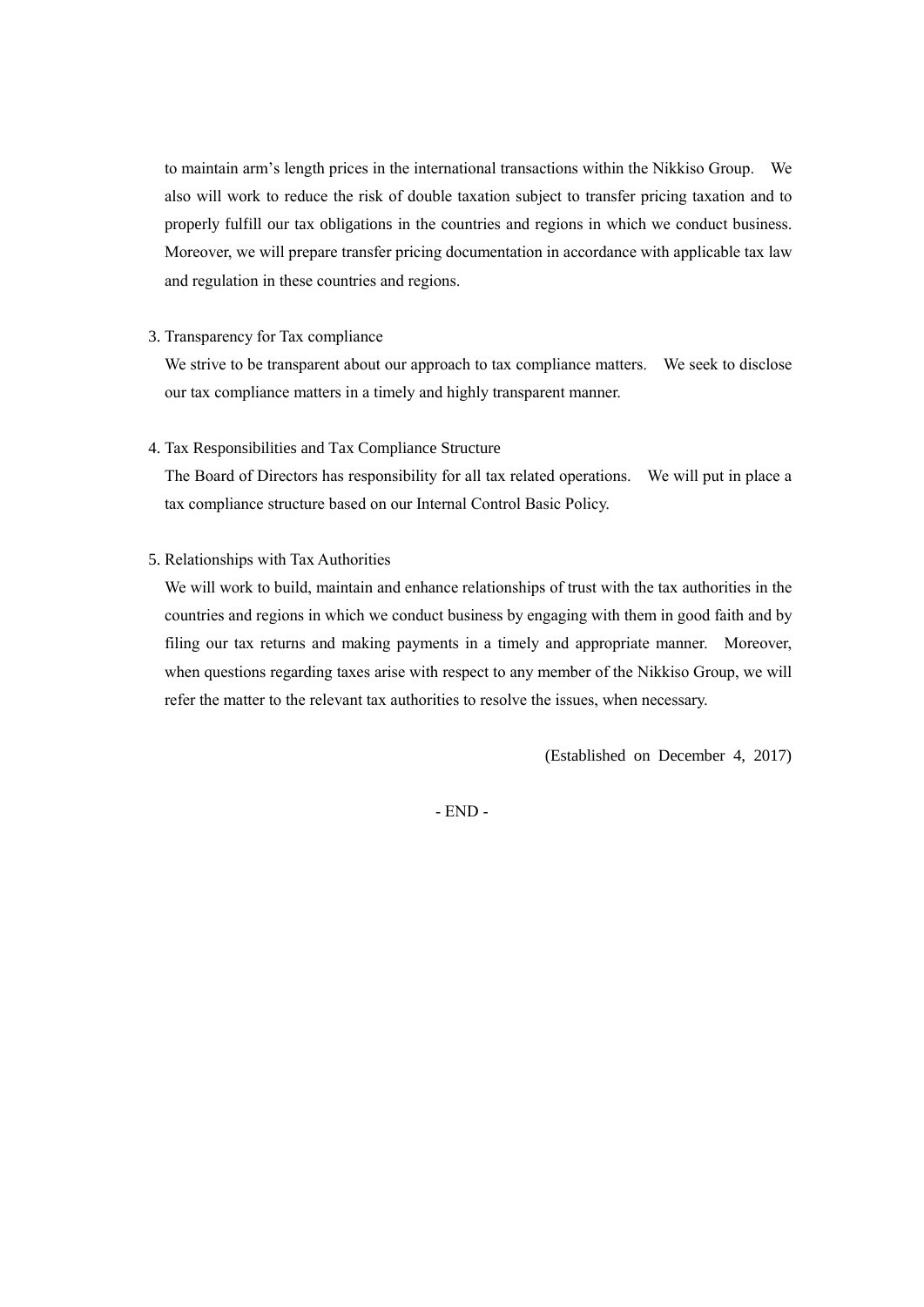to maintain arm's length prices in the international transactions within the Nikkiso Group. We also will work to reduce the risk of double taxation subject to transfer pricing taxation and to properly fulfill our tax obligations in the countries and regions in which we conduct business. Moreover, we will prepare transfer pricing documentation in accordance with applicable tax law and regulation in these countries and regions.

3. Transparency for Tax compliance

   We strive to be transparent about our approach to tax compliance matters. We seek to disclose our tax compliance matters in a timely and highly transparent manner.

4. Tax Responsibilities and Tax Compliance Structure

   The Board of Directors has responsibility for all tax related operations. We will put in place a tax compliance structure based on our Internal Control Basic Policy.

5. Relationships with Tax Authorities

   We will work to build, maintain and enhance relationships of trust with the tax authorities in the countries and regions in which we conduct business by engaging with them in good faith and by filing our tax returns and making payments in a timely and appropriate manner. Moreover, when questions regarding taxes arise with respect to any member of the Nikkiso Group, we will refer the matter to the relevant tax authorities to resolve the issues, when necessary.

(Established on December 4, 2017)

- END -